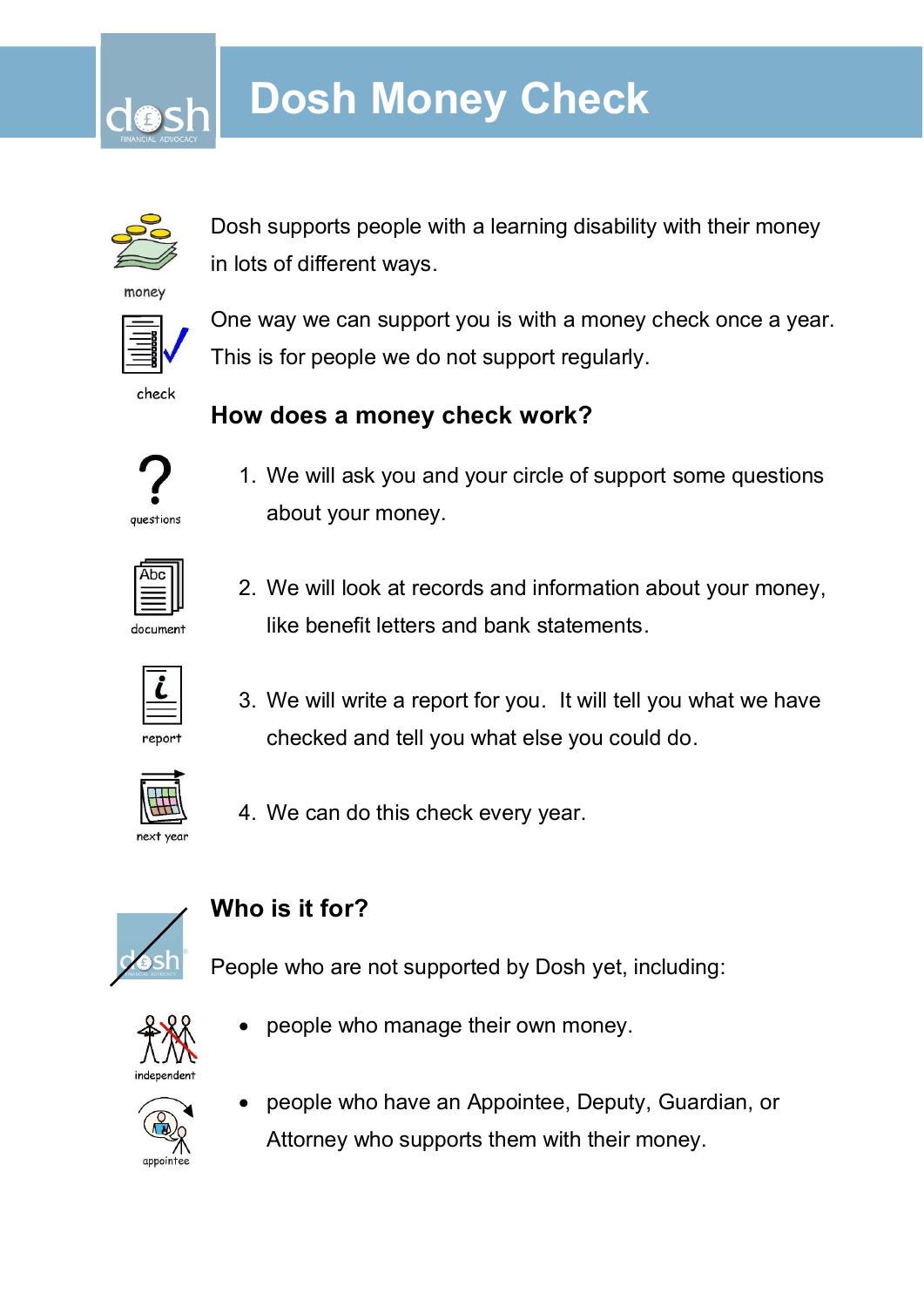# Dosh Money Check

Dosh supports people with a learning disability with their money in lots of different ways.

One way we can support you is with a money check once a year. This is for people we do not support regularly.

## How does a money check work?

1. We will ask you and your circle of support some questions about your money.
2. We will look at records and information about your money, like benefit letters and bank statements.
3. We will write a report for you. It will tell you what we have checked and tell you what else you could do.
4. We can do this check every year.

## Who is it for?

People who are not supported by Dosh yet, including:

- people who manage their own money.
- people who have an Appointee, Deputy, Guardian, or Attorney who supports them with their money.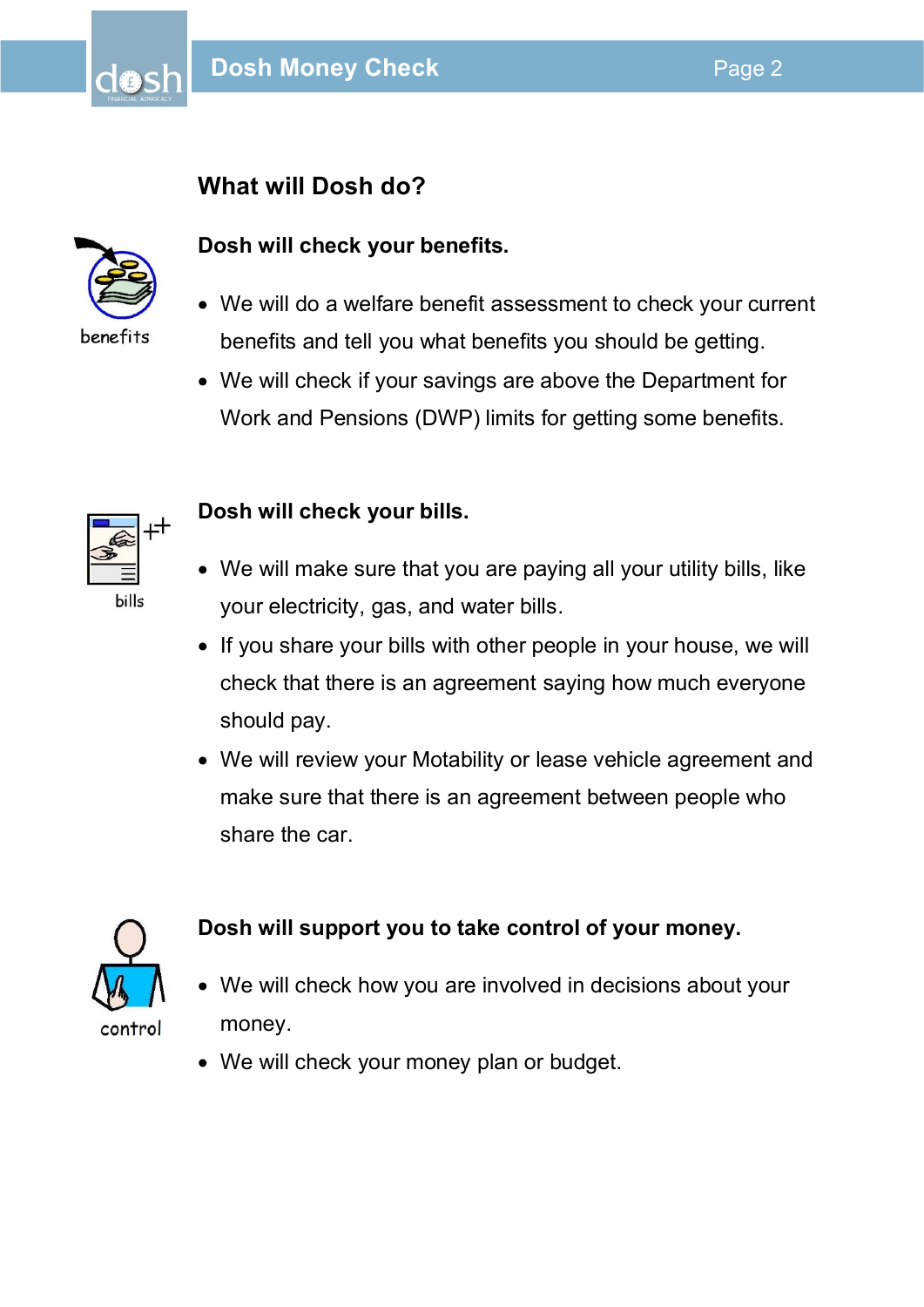## What will Dosh do?

benefits

### Dosh will check your benefits.

- We will do a welfare benefit assessment to check your current benefits and tell you what benefits you should be getting.
- We will check if your savings are above the Department for Work and Pensions (DWP) limits for getting some benefits.

bills

### Dosh will check your bills.

- We will make sure that you are paying all your utility bills, like your electricity, gas, and water bills.
- If you share your bills with other people in your house, we will check that there is an agreement saying how much everyone should pay.
- We will review your Motability or lease vehicle agreement and make sure that there is an agreement between people who share the car.

control

### Dosh will support you to take control of your money.

- We will check how you are involved in decisions about your money.
- We will check your money plan or budget.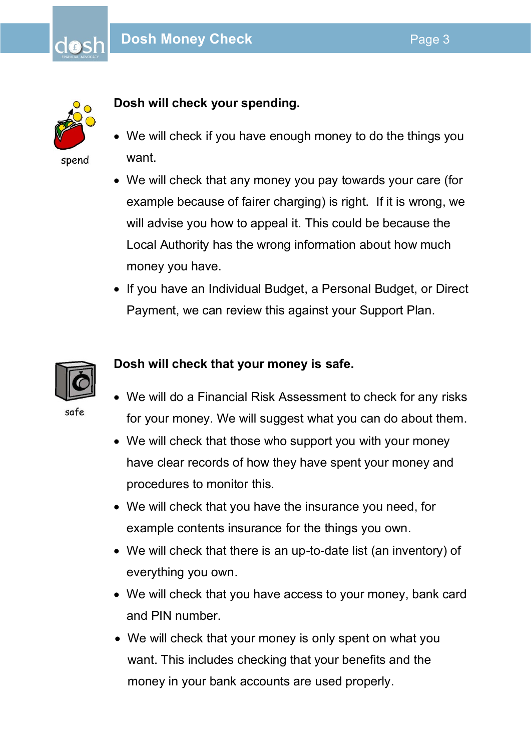spend

**Dosh will check your spending.**

- We will check if you have enough money to do the things you want.
- We will check that any money you pay towards your care (for example because of fairer charging) is right. If it is wrong, we will advise you how to appeal it. This could be because the Local Authority has the wrong information about how much money you have.
- If you have an Individual Budget, a Personal Budget, or Direct Payment, we can review this against your Support Plan.

safe

**Dosh will check that your money is safe.**

- We will do a Financial Risk Assessment to check for any risks for your money. We will suggest what you can do about them.
- We will check that those who support you with your money have clear records of how they have spent your money and procedures to monitor this.
- We will check that you have the insurance you need, for example contents insurance for the things you own.
- We will check that there is an up-to-date list (an inventory) of everything you own.
- We will check that you have access to your money, bank card and PIN number.
- We will check that your money is only spent on what you want. This includes checking that your benefits and the money in your bank accounts are used properly.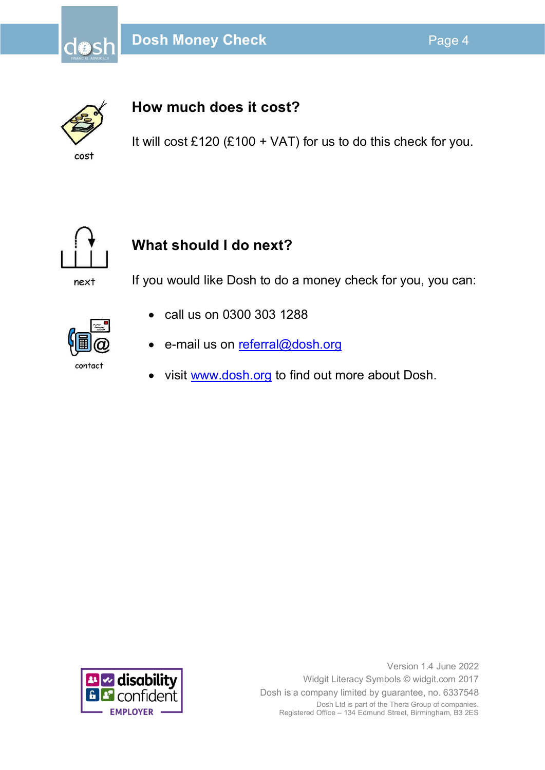cost

## How much does it cost?

It will cost £120 (£100 + VAT) for us to do this check for you.

next

## What should I do next?

If you would like Dosh to do a money check for you, you can:

contact

- call us on 0300 303 1288
- e-mail us on referral@dosh.org
- visit www.dosh.org to find out more about Dosh.

disability confident EMPLOYER

Version 1.4 June 2022

Widgit Literacy Symbols © widgit.com 2017

Dosh is a company limited by guarantee, no. 6337548

Dosh Ltd is part of the Thera Group of companies.

Registered Office – 134 Edmund Street, Birmingham, B3 2ES